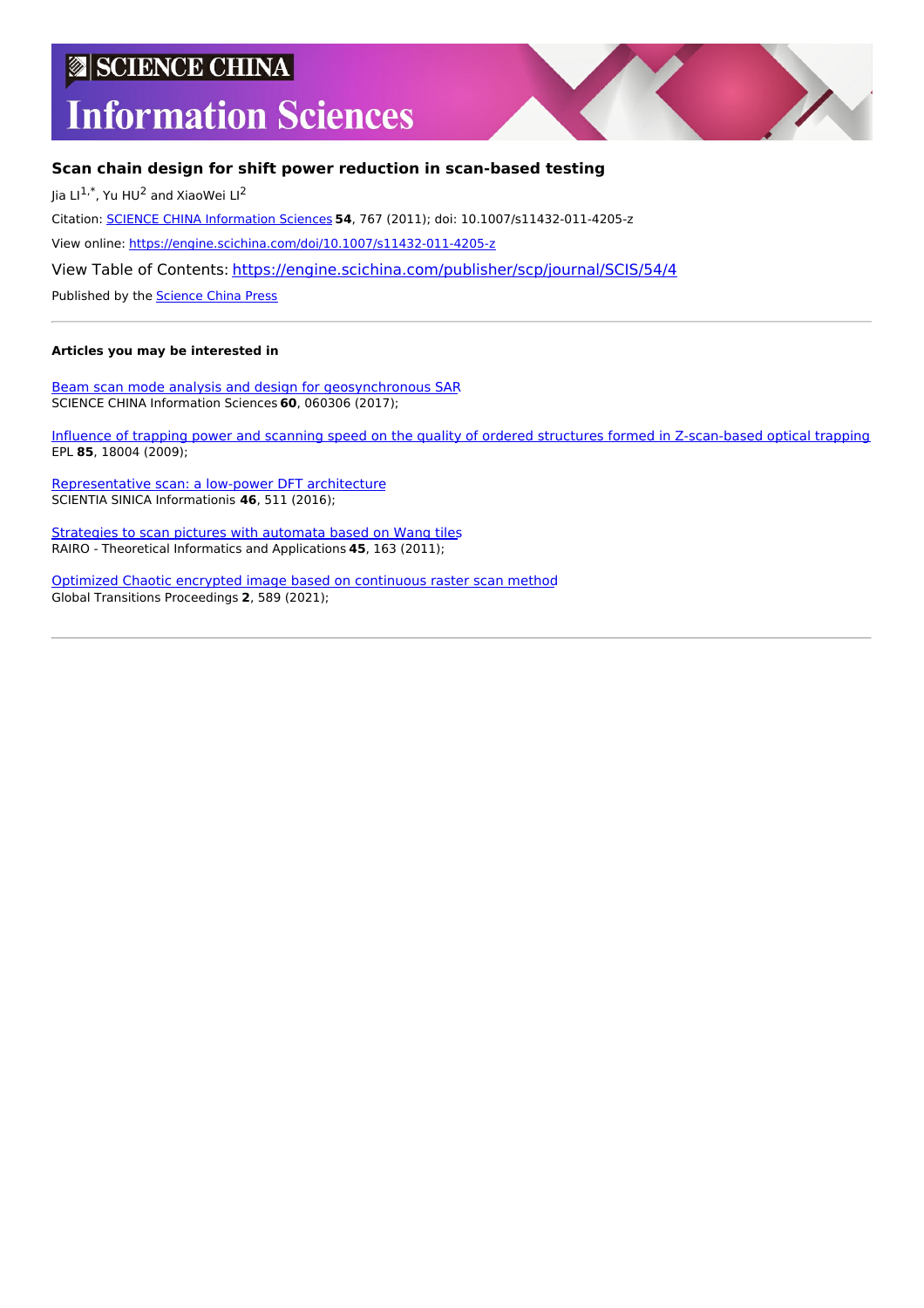**SCIENCE CHINA**

# Information Sciences

## Scan chain design for shift power reduction in scan-based testing

Jia LI[1,*], Yu HU[2] and XiaoWei LI[2]

Citation: SCIENCE CHINA Information Sciences **54**, 767 (2011); doi: 10.1007/s11432-011-4205-z

View online: https://engine.scichina.com/doi/10.1007/s11432-011-4205-z

View Table of Contents: https://engine.scichina.com/publisher/scp/journal/SCIS/54/4

Published by the Science China Press

---

**Articles you may be interested in**

Beam scan mode analysis and design for geosynchronous SAR
SCIENCE CHINA Information Sciences **60**, 060306 (2017);

Influence of trapping power and scanning speed on the quality of ordered structures formed in Z-scan-based optical trapping
EPL **85**, 18004 (2009);

Representative scan: a low-power DFT architecture
SCIENTIA SINICA Informationis **46**, 511 (2016);

Strategies to scan pictures with automata based on Wang tiles
RAIRO - Theoretical Informatics and Applications **45**, 163 (2011);

Optimized Chaotic encrypted image based on continuous raster scan method
Global Transitions Proceedings **2**, 589 (2021);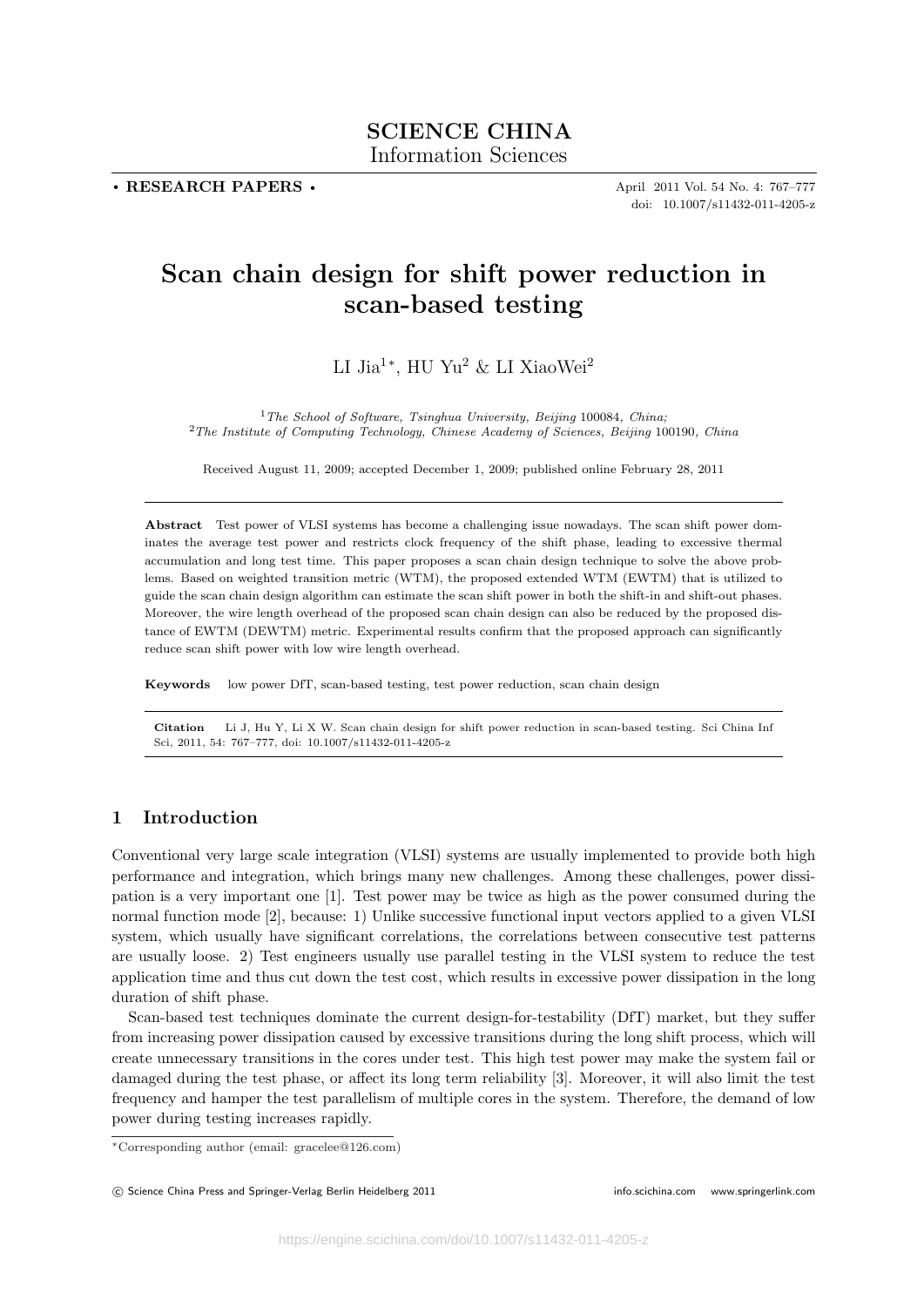# Scan chain design for shift power reduction in scan-based testing

LI Jia[1*], HU Yu[2] & LI XiaoWei[2]

[1] *The School of Software, Tsinghua University, Beijing* 100084*, China;*
[2] *The Institute of Computing Technology, Chinese Academy of Sciences, Beijing* 100190*, China*

Received August 11, 2009; accepted December 1, 2009; published online February 28, 2011

**Abstract** Test power of VLSI systems has become a challenging issue nowadays. The scan shift power dominates the average test power and restricts clock frequency of the shift phase, leading to excessive thermal accumulation and long test time. This paper proposes a scan chain design technique to solve the above problems. Based on weighted transition metric (WTM), the proposed extended WTM (EWTM) that is utilized to guide the scan chain design algorithm can estimate the scan shift power in both the shift-in and shift-out phases. Moreover, the wire length overhead of the proposed scan chain design can also be reduced by the proposed distance of EWTM (DEWTM) metric. Experimental results confirm that the proposed approach can significantly reduce scan shift power with low wire length overhead.

**Keywords** low power DfT, scan-based testing, test power reduction, scan chain design

**Citation** Li J, Hu Y, Li X W. Scan chain design for shift power reduction in scan-based testing. Sci China Inf Sci, 2011, 54: 767–777, doi: 10.1007/s11432-011-4205-z

## 1 Introduction

Conventional very large scale integration (VLSI) systems are usually implemented to provide both high performance and integration, which brings many new challenges. Among these challenges, power dissipation is a very important one [1]. Test power may be twice as high as the power consumed during the normal function mode [2], because: 1) Unlike successive functional input vectors applied to a given VLSI system, which usually have significant correlations, the correlations between consecutive test patterns are usually loose. 2) Test engineers usually use parallel testing in the VLSI system to reduce the test application time and thus cut down the test cost, which results in excessive power dissipation in the long duration of shift phase.

Scan-based test techniques dominate the current design-for-testability (DfT) market, but they suffer from increasing power dissipation caused by excessive transitions during the long shift process, which will create unnecessary transitions in the cores under test. This high test power may make the system fail or damaged during the test phase, or affect its long term reliability [3]. Moreover, it will also limit the test frequency and hamper the test parallelism of multiple cores in the system. Therefore, the demand of low power during testing increases rapidly.

*Corresponding author (email: gracelee@126.com)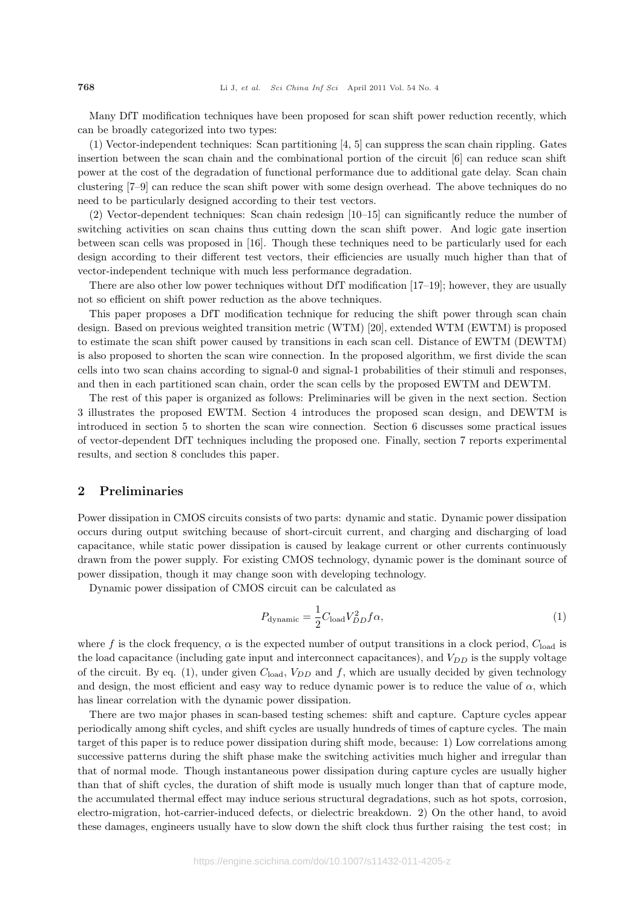Many DfT modification techniques have been proposed for scan shift power reduction recently, which can be broadly categorized into two types:

(1) Vector-independent techniques: Scan partitioning [4, 5] can suppress the scan chain rippling. Gates insertion between the scan chain and the combinational portion of the circuit [6] can reduce scan shift power at the cost of the degradation of functional performance due to additional gate delay. Scan chain clustering [7–9] can reduce the scan shift power with some design overhead. The above techniques do no need to be particularly designed according to their test vectors.

(2) Vector-dependent techniques: Scan chain redesign [10–15] can significantly reduce the number of switching activities on scan chains thus cutting down the scan shift power. And logic gate insertion between scan cells was proposed in [16]. Though these techniques need to be particularly used for each design according to their different test vectors, their efficiencies are usually much higher than that of vector-independent technique with much less performance degradation.

There are also other low power techniques without DfT modification [17–19]; however, they are usually not so efficient on shift power reduction as the above techniques.

This paper proposes a DfT modification technique for reducing the shift power through scan chain design. Based on previous weighted transition metric (WTM) [20], extended WTM (EWTM) is proposed to estimate the scan shift power caused by transitions in each scan cell. Distance of EWTM (DEWTM) is also proposed to shorten the scan wire connection. In the proposed algorithm, we first divide the scan cells into two scan chains according to signal-0 and signal-1 probabilities of their stimuli and responses, and then in each partitioned scan chain, order the scan cells by the proposed EWTM and DEWTM.

The rest of this paper is organized as follows: Preliminaries will be given in the next section. Section 3 illustrates the proposed EWTM. Section 4 introduces the proposed scan design, and DEWTM is introduced in section 5 to shorten the scan wire connection. Section 6 discusses some practical issues of vector-dependent DfT techniques including the proposed one. Finally, section 7 reports experimental results, and section 8 concludes this paper.

## 2 Preliminaries

Power dissipation in CMOS circuits consists of two parts: dynamic and static. Dynamic power dissipation occurs during output switching because of short-circuit current, and charging and discharging of load capacitance, while static power dissipation is caused by leakage current or other currents continuously drawn from the power supply. For existing CMOS technology, dynamic power is the dominant source of power dissipation, though it may change soon with developing technology.

Dynamic power dissipation of CMOS circuit can be calculated as

$$P_{\text{dynamic}} = \frac{1}{2} C_{\text{load}} V_{DD}^2 f \alpha, \tag{1}$$

where $f$ is the clock frequency, $\alpha$ is the expected number of output transitions in a clock period, $C_{\text{load}}$ is the load capacitance (including gate input and interconnect capacitances), and $V_{DD}$ is the supply voltage of the circuit. By eq. (1), under given $C_{\text{load}}$, $V_{DD}$ and $f$, which are usually decided by given technology and design, the most efficient and easy way to reduce dynamic power is to reduce the value of $\alpha$, which has linear correlation with the dynamic power dissipation.

There are two major phases in scan-based testing schemes: shift and capture. Capture cycles appear periodically among shift cycles, and shift cycles are usually hundreds of times of capture cycles. The main target of this paper is to reduce power dissipation during shift mode, because: 1) Low correlations among successive patterns during the shift phase make the switching activities much higher and irregular than that of normal mode. Though instantaneous power dissipation during capture cycles are usually higher than that of shift cycles, the duration of shift mode is usually much longer than that of capture mode, the accumulated thermal effect may induce serious structural degradations, such as hot spots, corrosion, electro-migration, hot-carrier-induced defects, or dielectric breakdown. 2) On the other hand, to avoid these damages, engineers usually have to slow down the shift clock thus further raising the test cost; in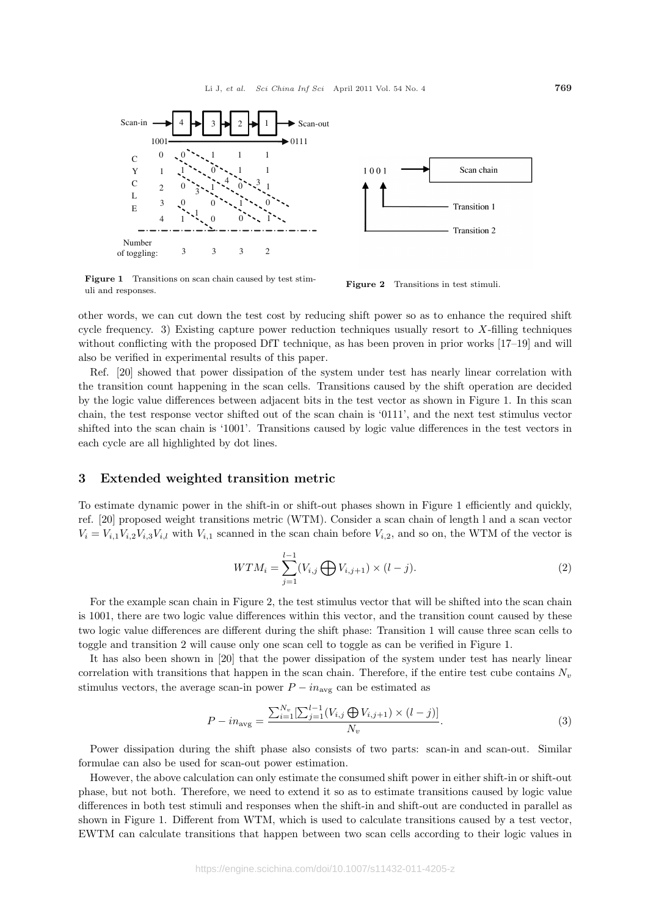Figure 1 Transitions on scan chain caused by test stimuli and responses.

Figure 2 Transitions in test stimuli.

other words, we can cut down the test cost by reducing shift power so as to enhance the required shift cycle frequency. 3) Existing capture power reduction techniques usually resort to $X$-filling techniques without conflicting with the proposed DfT technique, as has been proven in prior works [17–19] and will also be verified in experimental results of this paper.

Ref. [20] showed that power dissipation of the system under test has nearly linear correlation with the transition count happening in the scan cells. Transitions caused by the shift operation are decided by the logic value differences between adjacent bits in the test vector as shown in Figure 1. In this scan chain, the test response vector shifted out of the scan chain is '0111', and the next test stimulus vector shifted into the scan chain is '1001'. Transitions caused by logic value differences in the test vectors in each cycle are all highlighted by dot lines.

## 3 Extended weighted transition metric

To estimate dynamic power in the shift-in or shift-out phases shown in Figure 1 efficiently and quickly, ref. [20] proposed weight transitions metric (WTM). Consider a scan chain of length l and a scan vector $V_i = V_{i,1}V_{i,2}V_{i,3}V_{i,l}$ with $V_{i,1}$ scanned in the scan chain before $V_{i,2}$, and so on, the WTM of the vector is

$$WTM_i = \sum_{j=1}^{l-1}(V_{i,j} \bigoplus V_{i,j+1}) \times (l-j). \tag{2}$$

For the example scan chain in Figure 2, the test stimulus vector that will be shifted into the scan chain is 1001, there are two logic value differences within this vector, and the transition count caused by these two logic value differences are different during the shift phase: Transition 1 will cause three scan cells to toggle and transition 2 will cause only one scan cell to toggle as can be verified in Figure 1.

It has also been shown in [20] that the power dissipation of the system under test has nearly linear correlation with transitions that happen in the scan chain. Therefore, if the entire test cube contains $N_v$ stimulus vectors, the average scan-in power $P-in_{\text{avg}}$ can be estimated as

$$P-in_{\text{avg}} = \frac{\sum_{i=1}^{N_v}[\sum_{j=1}^{l-1}(V_{i,j} \bigoplus V_{i,j+1}) \times (l-j)]}{N_v}. \tag{3}$$

Power dissipation during the shift phase also consists of two parts: scan-in and scan-out. Similar formulae can also be used for scan-out power estimation.

However, the above calculation can only estimate the consumed shift power in either shift-in or shift-out phase, but not both. Therefore, we need to extend it so as to estimate transitions caused by logic value differences in both test stimuli and responses when the shift-in and shift-out are conducted in parallel as shown in Figure 1. Different from WTM, which is used to calculate transitions caused by a test vector, EWTM can calculate transitions that happen between two scan cells according to their logic values in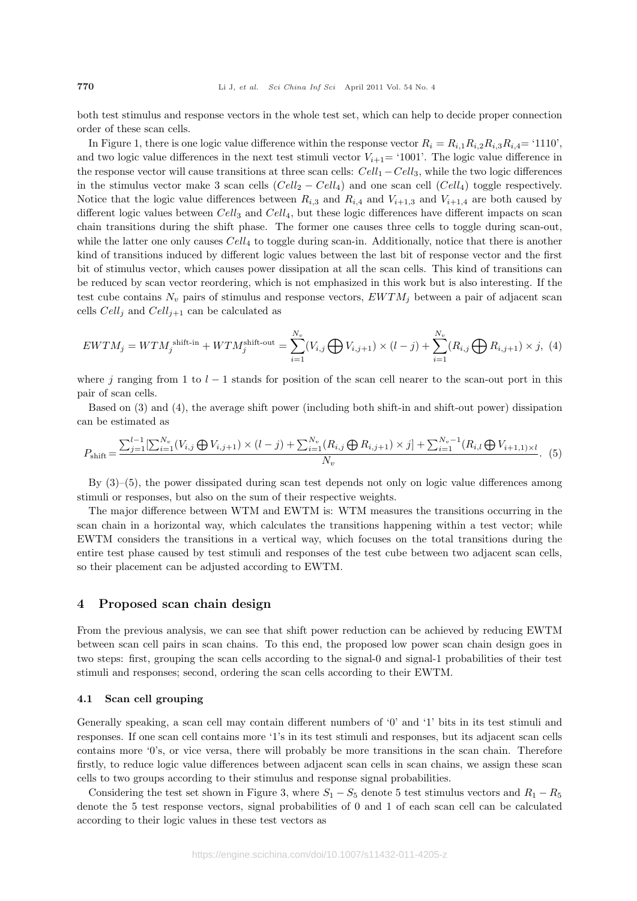both test stimulus and response vectors in the whole test set, which can help to decide proper connection order of these scan cells.

In Figure 1, there is one logic value difference within the response vector $R_i = R_{i,1}R_{i,2}R_{i,3}R_{i,4}$= '1110', and two logic value differences in the next test stimuli vector $V_{i+1}$= '1001'. The logic value difference in the response vector will cause transitions at three scan cells: $Cell_1 - Cell_3$, while the two logic differences in the stimulus vector make 3 scan cells ($Cell_2 - Cell_4$) and one scan cell ($Cell_4$) toggle respectively. Notice that the logic value differences between $R_{i,3}$ and $R_{i,4}$ and $V_{i+1,3}$ and $V_{i+1,4}$ are both caused by different logic values between $Cell_3$ and $Cell_4$, but these logic differences have different impacts on scan chain transitions during the shift phase. The former one causes three cells to toggle during scan-out, while the latter one only causes $Cell_4$ to toggle during scan-in. Additionally, notice that there is another kind of transitions induced by different logic values between the last bit of response vector and the first bit of stimulus vector, which causes power dissipation at all the scan cells. This kind of transitions can be reduced by scan vector reordering, which is not emphasized in this work but is also interesting. If the test cube contains $N_v$ pairs of stimulus and response vectors, $EWTM_j$ between a pair of adjacent scan cells $Cell_j$ and $Cell_{j+1}$ can be calculated as

$$EWTM_j = WTM_j^{\text{shift-in}} + WTM_j^{\text{shift-out}} = \sum_{i=1}^{N_v}(V_{i,j} \bigoplus V_{i,j+1}) \times (l-j) + \sum_{i=1}^{N_v}(R_{i,j} \bigoplus R_{i,j+1}) \times j, \quad (4)$$

where $j$ ranging from 1 to $l-1$ stands for position of the scan cell nearer to the scan-out port in this pair of scan cells.

Based on (3) and (4), the average shift power (including both shift-in and shift-out power) dissipation can be estimated as

$$P_{\text{shift}} = \frac{\sum_{j=1}^{l-1}[\sum_{i=1}^{N_v}(V_{i,j} \bigoplus V_{i,j+1}) \times (l-j) + \sum_{i=1}^{N_v}(R_{i,j} \bigoplus R_{i,j+1}) \times j] + \sum_{i=1}^{N_v-1}(R_{i,l} \bigoplus V_{i+1,1)\times l}}{N_v}. \quad (5)$$

By (3)–(5), the power dissipated during scan test depends not only on logic value differences among stimuli or responses, but also on the sum of their respective weights.

The major difference between WTM and EWTM is: WTM measures the transitions occurring in the scan chain in a horizontal way, which calculates the transitions happening within a test vector; while EWTM considers the transitions in a vertical way, which focuses on the total transitions during the entire test phase caused by test stimuli and responses of the test cube between two adjacent scan cells, so their placement can be adjusted according to EWTM.

## 4 Proposed scan chain design

From the previous analysis, we can see that shift power reduction can be achieved by reducing EWTM between scan cell pairs in scan chains. To this end, the proposed low power scan chain design goes in two steps: first, grouping the scan cells according to the signal-0 and signal-1 probabilities of their test stimuli and responses; second, ordering the scan cells according to their EWTM.

### 4.1 Scan cell grouping

Generally speaking, a scan cell may contain different numbers of '0' and '1' bits in its test stimuli and responses. If one scan cell contains more '1's in its test stimuli and responses, but its adjacent scan cells contains more '0's, or vice versa, there will probably be more transitions in the scan chain. Therefore firstly, to reduce logic value differences between adjacent scan cells in scan chains, we assign these scan cells to two groups according to their stimulus and response signal probabilities.

Considering the test set shown in Figure 3, where $S_1 - S_5$ denote 5 test stimulus vectors and $R_1 - R_5$ denote the 5 test response vectors, signal probabilities of 0 and 1 of each scan cell can be calculated according to their logic values in these test vectors as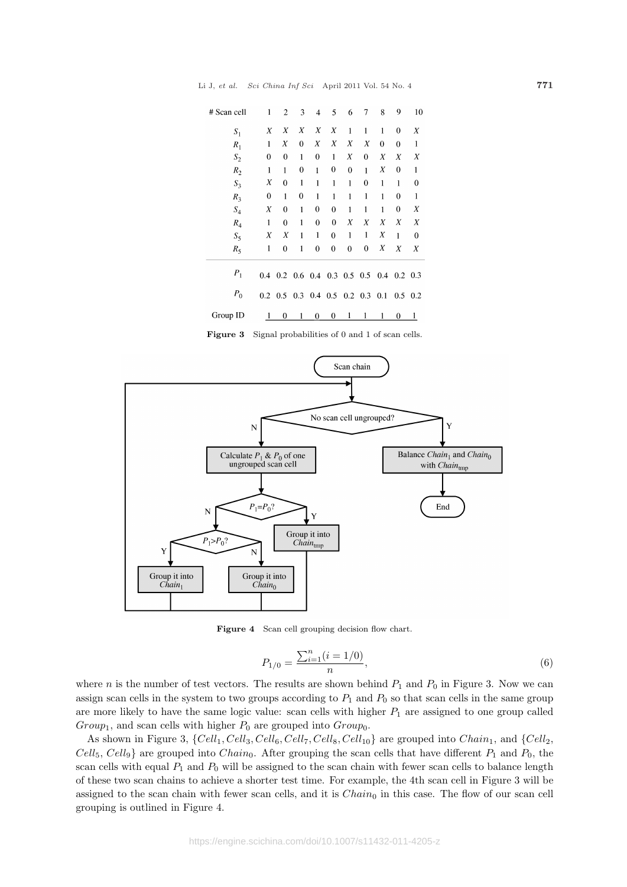| # Scan cell | 1 | 2 | 3 | 4 | 5 | 6 | 7 | 8 | 9 | 10 |
|---|---|---|---|---|---|---|---|---|---|---|
| $S_1$ | X | X | X | X | X | 1 | 1 | 1 | 0 | X |
| $R_1$ | 1 | X | 0 | X | X | X | X | 0 | 0 | 1 |
| $S_2$ | 0 | 0 | 1 | 0 | 1 | X | 0 | X | X | X |
| $R_2$ | 1 | 1 | 0 | 1 | 0 | 0 | 1 | X | 0 | 1 |
| $S_3$ | X | 0 | 1 | 1 | 1 | 1 | 0 | 1 | 1 | 0 |
| $R_3$ | 0 | 1 | 0 | 1 | 1 | 1 | 1 | 1 | 0 | 1 |
| $S_4$ | X | 0 | 1 | 0 | 0 | 1 | 1 | 1 | 0 | X |
| $R_4$ | 1 | 0 | 1 | 0 | 0 | X | X | X | X | X |
| $S_5$ | X | X | 1 | 1 | 0 | 1 | 1 | X | 1 | 0 |
| $R_5$ | 1 | 0 | 1 | 0 | 0 | 0 | 0 | X | X | X |
| $P_1$ | 0.4 | 0.2 | 0.6 | 0.4 | 0.3 | 0.5 | 0.5 | 0.4 | 0.2 | 0.3 |
| $P_0$ | 0.2 | 0.5 | 0.3 | 0.4 | 0.5 | 0.2 | 0.3 | 0.1 | 0.5 | 0.2 |
| Group ID | 1 | 0 | 1 | 0 | 0 | 1 | 1 | 1 | 0 | 1 |

**Figure 3** Signal probabilities of 0 and 1 of scan cells.

**Figure 4** Scan cell grouping decision flow chart.

$$P_{1/0} = \frac{\sum_{i=1}^{n}(i = 1/0)}{n}, \tag{6}$$

where $n$ is the number of test vectors. The results are shown behind $P_1$ and $P_0$ in Figure 3. Now we can assign scan cells in the system to two groups according to $P_1$ and $P_0$ so that scan cells in the same group are more likely to have the same logic value: scan cells with higher $P_1$ are assigned to one group called $Group_1$, and scan cells with higher $P_0$ are grouped into $Group_0$.

As shown in Figure 3, $\{Cell_1, Cell_3, Cell_6, Cell_7, Cell_8, Cell_{10}\}$ are grouped into $Chain_1$, and $\{Cell_2$, $Cell_5$, $Cell_9\}$ are grouped into $Chain_0$. After grouping the scan cells that have different $P_1$ and $P_0$, the scan cells with equal $P_1$ and $P_0$ will be assigned to the scan chain with fewer scan cells to balance length of these two scan chains to achieve a shorter test time. For example, the 4th scan cell in Figure 3 will be assigned to the scan chain with fewer scan cells, and it is $Chain_0$ in this case. The flow of our scan cell grouping is outlined in Figure 4.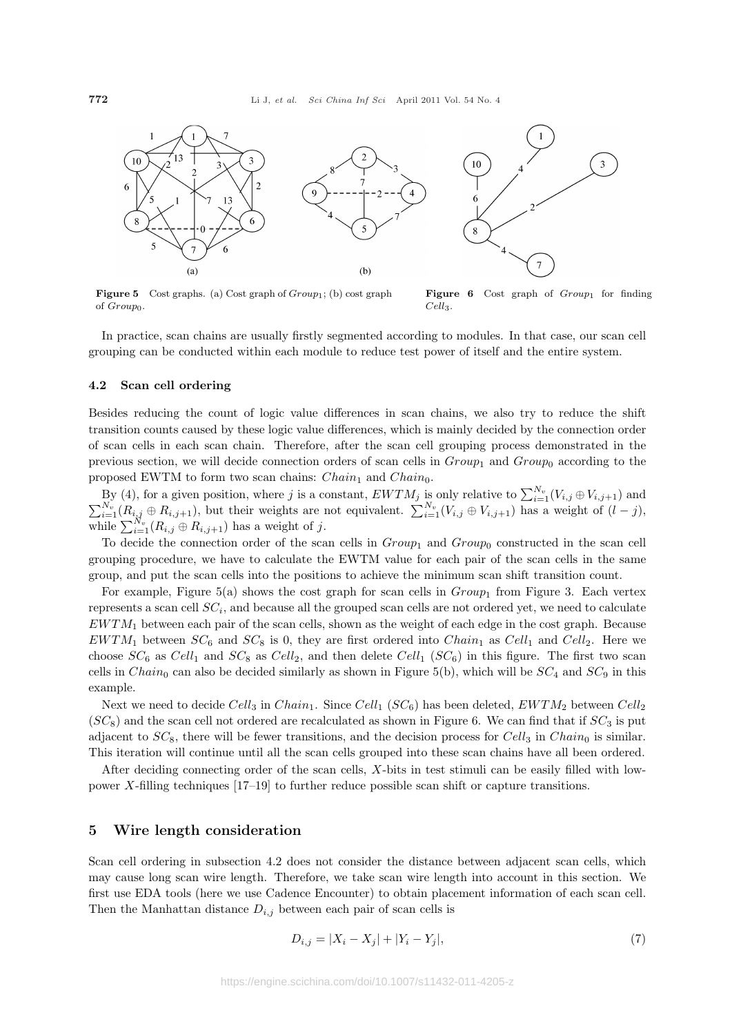Figure 5 Cost graphs. (a) Cost graph of $Group_1$; (b) cost graph of $Group_0$.

Figure 6 Cost graph of $Group_1$ for finding $Cell_3$.

In practice, scan chains are usually firstly segmented according to modules. In that case, our scan cell grouping can be conducted within each module to reduce test power of itself and the entire system.

### 4.2 Scan cell ordering

Besides reducing the count of logic value differences in scan chains, we also try to reduce the shift transition counts caused by these logic value differences, which is mainly decided by the connection order of scan cells in each scan chain. Therefore, after the scan cell grouping process demonstrated in the previous section, we will decide connection orders of scan cells in $Group_1$ and $Group_0$ according to the proposed EWTM to form two scan chains: $Chain_1$ and $Chain_0$.

By (4), for a given position, where $j$ is a constant, $EWTM_j$ is only relative to $\sum_{i=1}^{N_v}(V_{i,j} \oplus V_{i,j+1})$ and $\sum_{i=1}^{N_v}(R_{i,j} \oplus R_{i,j+1})$, but their weights are not equivalent. $\sum_{i=1}^{N_v}(V_{i,j} \oplus V_{i,j+1})$ has a weight of $(l-j)$, while $\sum_{i=1}^{N_v}(R_{i,j} \oplus R_{i,j+1})$ has a weight of $j$.

To decide the connection order of the scan cells in $Group_1$ and $Group_0$ constructed in the scan cell grouping procedure, we have to calculate the EWTM value for each pair of the scan cells in the same group, and put the scan cells into the positions to achieve the minimum scan shift transition count.

For example, Figure 5(a) shows the cost graph for scan cells in $Group_1$ from Figure 3. Each vertex represents a scan cell $SC_i$, and because all the grouped scan cells are not ordered yet, we need to calculate $EWTM_1$ between each pair of the scan cells, shown as the weight of each edge in the cost graph. Because $EWTM_1$ between $SC_6$ and $SC_8$ is 0, they are first ordered into $Chain_1$ as $Cell_1$ and $Cell_2$. Here we choose $SC_6$ as $Cell_1$ and $SC_8$ as $Cell_2$, and then delete $Cell_1$ ($SC_6$) in this figure. The first two scan cells in $Chain_0$ can also be decided similarly as shown in Figure 5(b), which will be $SC_4$ and $SC_9$ in this example.

Next we need to decide $Cell_3$ in $Chain_1$. Since $Cell_1$ ($SC_6$) has been deleted, $EWTM_2$ between $Cell_2$ ($SC_8$) and the scan cell not ordered are recalculated as shown in Figure 6. We can find that if $SC_3$ is put adjacent to $SC_8$, there will be fewer transitions, and the decision process for $Cell_3$ in $Chain_0$ is similar. This iteration will continue until all the scan cells grouped into these scan chains have all been ordered.

After deciding connecting order of the scan cells, $X$-bits in test stimuli can be easily filled with low-power $X$-filling techniques [17–19] to further reduce possible scan shift or capture transitions.

## 5 Wire length consideration

Scan cell ordering in subsection 4.2 does not consider the distance between adjacent scan cells, which may cause long scan wire length. Therefore, we take scan wire length into account in this section. We first use EDA tools (here we use Cadence Encounter) to obtain placement information of each scan cell. Then the Manhattan distance $D_{i,j}$ between each pair of scan cells is

$$D_{i,j} = |X_i - X_j| + |Y_i - Y_j|, \tag{7}$$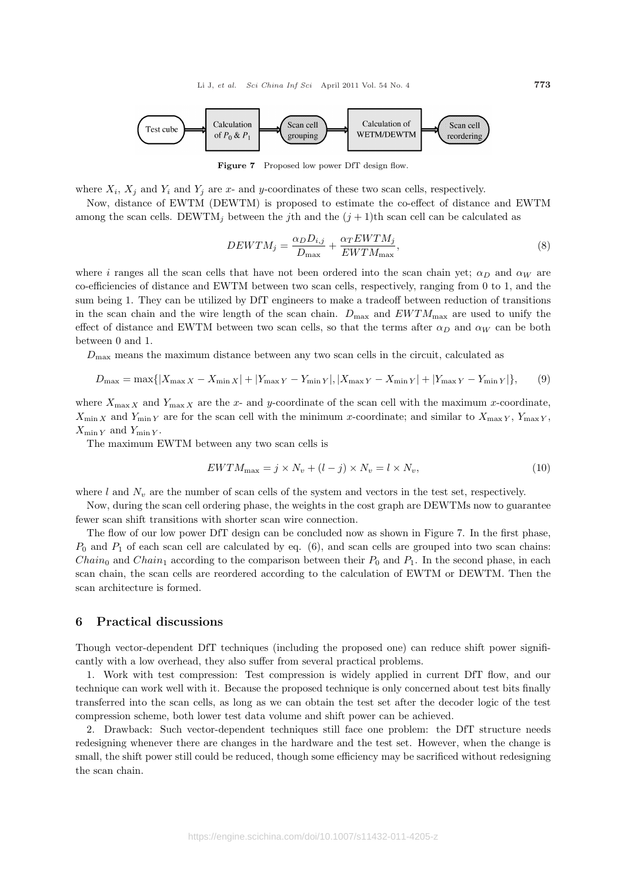Test cube → Calculation of $P_0$ & $P_1$ → Scan cell grouping → Calculation of WETM/DEWTM → Scan cell reordering

**Figure 7** Proposed low power DfT design flow.

where $X_i$, $X_j$ and $Y_i$ and $Y_j$ are $x$- and $y$-coordinates of these two scan cells, respectively.

Now, distance of EWTM (DEWTM) is proposed to estimate the co-effect of distance and EWTM among the scan cells. $\text{DEWTM}_j$ between the $j$th and the $(j+1)$th scan cell can be calculated as

$$DEWTM_j = \frac{\alpha_D D_{i,j}}{D_{\max}} + \frac{\alpha_T EWTM_j}{EWTM_{\max}}, \tag{8}$$

where $i$ ranges all the scan cells that have not been ordered into the scan chain yet; $\alpha_D$ and $\alpha_W$ are co-efficiencies of distance and EWTM between two scan cells, respectively, ranging from 0 to 1, and the sum being 1. They can be utilized by DfT engineers to make a tradeoff between reduction of transitions in the scan chain and the wire length of the scan chain. $D_{\max}$ and $EWTM_{\max}$ are used to unify the effect of distance and EWTM between two scan cells, so that the terms after $\alpha_D$ and $\alpha_W$ can be both between 0 and 1.

$D_{\max}$ means the maximum distance between any two scan cells in the circuit, calculated as

$$D_{\max} = \max\{|X_{\max X} - X_{\min X}| + |Y_{\max Y} - Y_{\min Y}|, |X_{\max Y} - X_{\min Y}| + |Y_{\max Y} - Y_{\min Y}|\}, \tag{9}$$

where $X_{\max X}$ and $Y_{\max X}$ are the $x$- and $y$-coordinate of the scan cell with the maximum $x$-coordinate, $X_{\min X}$ and $Y_{\min Y}$ are for the scan cell with the minimum $x$-coordinate; and similar to $X_{\max Y}$, $Y_{\max Y}$, $X_{\min Y}$ and $Y_{\min Y}$.

The maximum EWTM between any two scan cells is

$$EWTM_{\max} = j \times N_v + (l - j) \times N_v = l \times N_v, \tag{10}$$

where $l$ and $N_v$ are the number of scan cells of the system and vectors in the test set, respectively.

Now, during the scan cell ordering phase, the weights in the cost graph are DEWTMs now to guarantee fewer scan shift transitions with shorter scan wire connection.

The flow of our low power DfT design can be concluded now as shown in Figure 7. In the first phase, $P_0$ and $P_1$ of each scan cell are calculated by eq. (6), and scan cells are grouped into two scan chains: $Chain_0$ and $Chain_1$ according to the comparison between their $P_0$ and $P_1$. In the second phase, in each scan chain, the scan cells are reordered according to the calculation of EWTM or DEWTM. Then the scan architecture is formed.

## 6 Practical discussions

Though vector-dependent DfT techniques (including the proposed one) can reduce shift power significantly with a low overhead, they also suffer from several practical problems.

1. Work with test compression: Test compression is widely applied in current DfT flow, and our technique can work well with it. Because the proposed technique is only concerned about test bits finally transferred into the scan cells, as long as we can obtain the test set after the decoder logic of the test compression scheme, both lower test data volume and shift power can be achieved.

2. Drawback: Such vector-dependent techniques still face one problem: the DfT structure needs redesigning whenever there are changes in the hardware and the test set. However, when the change is small, the shift power still could be reduced, though some efficiency may be sacrificed without redesigning the scan chain.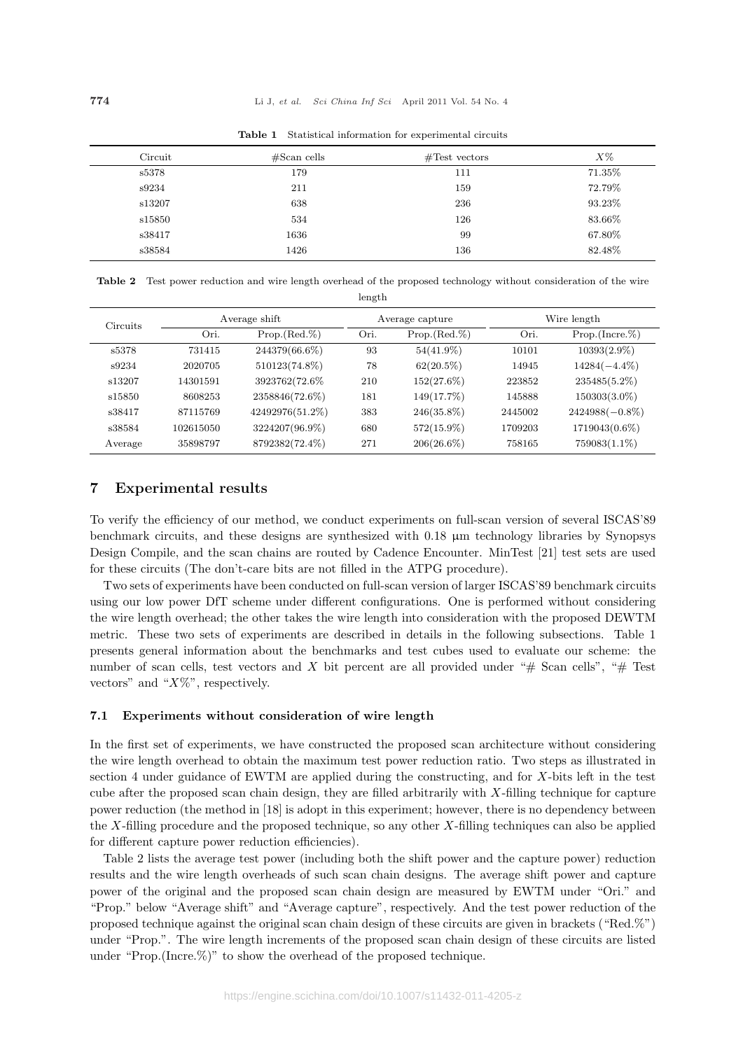**Table 1** Statistical information for experimental circuits

| Circuit | #Scan cells | #Test vectors | $X$% |
|---|---|---|---|
| s5378 | 179 | 111 | 71.35% |
| s9234 | 211 | 159 | 72.79% |
| s13207 | 638 | 236 | 93.23% |
| s15850 | 534 | 126 | 83.66% |
| s38417 | 1636 | 99 | 67.80% |
| s38584 | 1426 | 136 | 82.48% |

**Table 2** Test power reduction and wire length overhead of the proposed technology without consideration of the wire length

| Circuits | Average shift | | Average capture | | Wire length | |
|---|---|---|---|---|---|---|
| | Ori. | Prop.(Red.%) | Ori. | Prop.(Red.%) | Ori. | Prop.(Incre.%) |
| s5378 | 731415 | 244379(66.6%) | 93 | 54(41.9%) | 10101 | 10393(2.9%) |
| s9234 | 2020705 | 510123(74.8%) | 78 | 62(20.5%) | 14945 | 14284(−4.4%) |
| s13207 | 14301591 | 3923762(72.6% | 210 | 152(27.6%) | 223852 | 235485(5.2%) |
| s15850 | 8608253 | 2358846(72.6%) | 181 | 149(17.7%) | 145888 | 150303(3.0%) |
| s38417 | 87115769 | 42492976(51.2%) | 383 | 246(35.8%) | 2445002 | 2424988(−0.8%) |
| s38584 | 102615050 | 3224207(96.9%) | 680 | 572(15.9%) | 1709203 | 1719043(0.6%) |
| Average | 35898797 | 8792382(72.4%) | 271 | 206(26.6%) | 758165 | 759083(1.1%) |

## 7 Experimental results

To verify the efficiency of our method, we conduct experiments on full-scan version of several ISCAS'89 benchmark circuits, and these designs are synthesized with 0.18 μm technology libraries by Synopsys Design Compile, and the scan chains are routed by Cadence Encounter. MinTest [21] test sets are used for these circuits (The don't-care bits are not filled in the ATPG procedure).

Two sets of experiments have been conducted on full-scan version of larger ISCAS'89 benchmark circuits using our low power DfT scheme under different configurations. One is performed without considering the wire length overhead; the other takes the wire length into consideration with the proposed DEWTM metric. These two sets of experiments are described in details in the following subsections. Table 1 presents general information about the benchmarks and test cubes used to evaluate our scheme: the number of scan cells, test vectors and $X$ bit percent are all provided under "# Scan cells", "# Test vectors" and "$X$%", respectively.

### 7.1 Experiments without consideration of wire length

In the first set of experiments, we have constructed the proposed scan architecture without considering the wire length overhead to obtain the maximum test power reduction ratio. Two steps as illustrated in section 4 under guidance of EWTM are applied during the constructing, and for $X$-bits left in the test cube after the proposed scan chain design, they are filled arbitrarily with $X$-filling technique for capture power reduction (the method in [18] is adopt in this experiment; however, there is no dependency between the $X$-filling procedure and the proposed technique, so any other $X$-filling techniques can also be applied for different capture power reduction efficiencies).

Table 2 lists the average test power (including both the shift power and the capture power) reduction results and the wire length overheads of such scan chain designs. The average shift power and capture power of the original and the proposed scan chain design are measured by EWTM under "Ori." and "Prop." below "Average shift" and "Average capture", respectively. And the test power reduction of the proposed technique against the original scan chain design of these circuits are given in brackets ("Red.%") under "Prop.". The wire length increments of the proposed scan chain design of these circuits are listed under "Prop.(Incre.%)" to show the overhead of the proposed technique.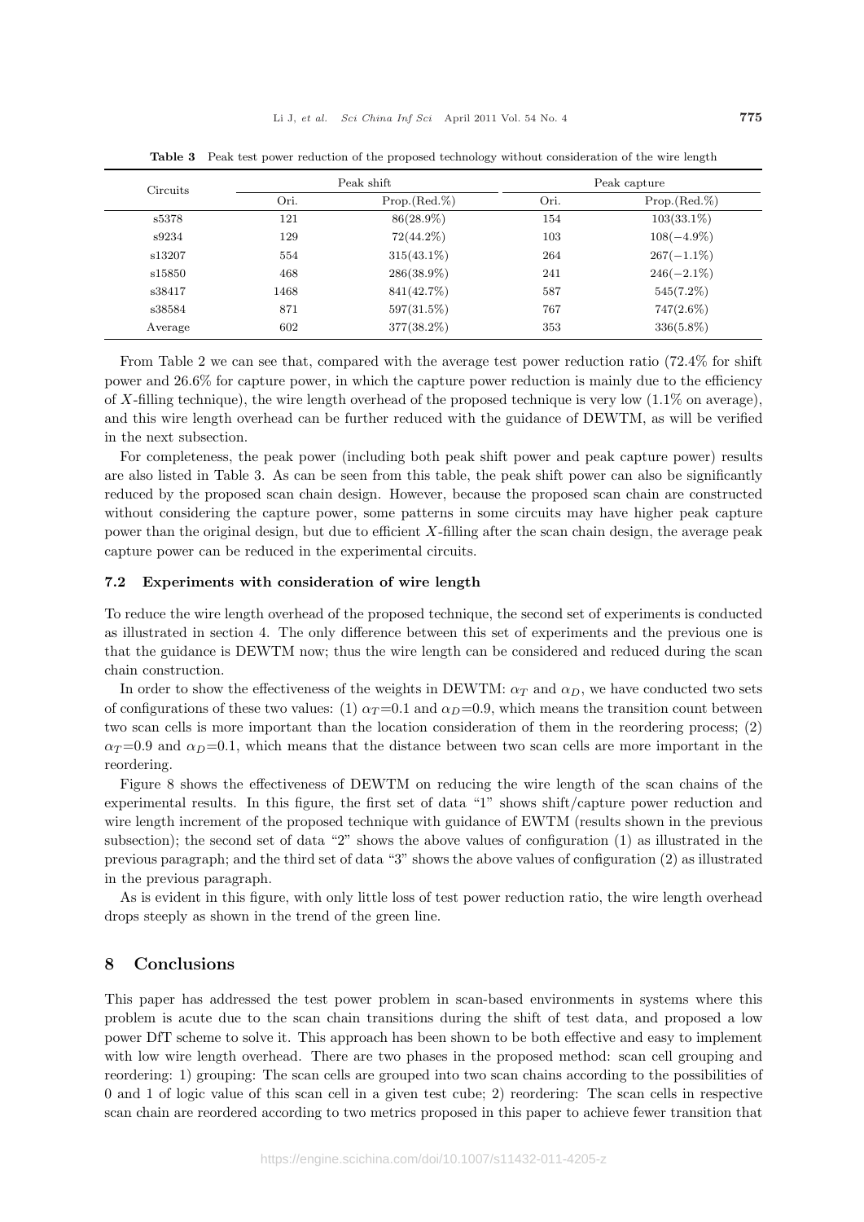**Table 3** Peak test power reduction of the proposed technology without consideration of the wire length

| Circuits | Peak shift | | Peak capture | |
|---|---|---|---|---|
| | Ori. | Prop.(Red.%) | Ori. | Prop.(Red.%) |
| s5378 | 121 | 86(28.9%) | 154 | 103(33.1%) |
| s9234 | 129 | 72(44.2%) | 103 | 108(−4.9%) |
| s13207 | 554 | 315(43.1%) | 264 | 267(−1.1%) |
| s15850 | 468 | 286(38.9%) | 241 | 246(−2.1%) |
| s38417 | 1468 | 841(42.7%) | 587 | 545(7.2%) |
| s38584 | 871 | 597(31.5%) | 767 | 747(2.6%) |
| Average | 602 | 377(38.2%) | 353 | 336(5.8%) |

From Table 2 we can see that, compared with the average test power reduction ratio (72.4% for shift power and 26.6% for capture power, in which the capture power reduction is mainly due to the efficiency of $X$-filling technique), the wire length overhead of the proposed technique is very low (1.1% on average), and this wire length overhead can be further reduced with the guidance of DEWTM, as will be verified in the next subsection.

For completeness, the peak power (including both peak shift power and peak capture power) results are also listed in Table 3. As can be seen from this table, the peak shift power can also be significantly reduced by the proposed scan chain design. However, because the proposed scan chain are constructed without considering the capture power, some patterns in some circuits may have higher peak capture power than the original design, but due to efficient $X$-filling after the scan chain design, the average peak capture power can be reduced in the experimental circuits.

### 7.2 Experiments with consideration of wire length

To reduce the wire length overhead of the proposed technique, the second set of experiments is conducted as illustrated in section 4. The only difference between this set of experiments and the previous one is that the guidance is DEWTM now; thus the wire length can be considered and reduced during the scan chain construction.

In order to show the effectiveness of the weights in DEWTM: $\alpha_T$ and $\alpha_D$, we have conducted two sets of configurations of these two values: (1) $\alpha_T$=0.1 and $\alpha_D$=0.9, which means the transition count between two scan cells is more important than the location consideration of them in the reordering process; (2) $\alpha_T$=0.9 and $\alpha_D$=0.1, which means that the distance between two scan cells are more important in the reordering.

Figure 8 shows the effectiveness of DEWTM on reducing the wire length of the scan chains of the experimental results. In this figure, the first set of data "1" shows shift/capture power reduction and wire length increment of the proposed technique with guidance of EWTM (results shown in the previous subsection); the second set of data "2" shows the above values of configuration (1) as illustrated in the previous paragraph; and the third set of data "3" shows the above values of configuration (2) as illustrated in the previous paragraph.

As is evident in this figure, with only little loss of test power reduction ratio, the wire length overhead drops steeply as shown in the trend of the green line.

## 8 Conclusions

This paper has addressed the test power problem in scan-based environments in systems where this problem is acute due to the scan chain transitions during the shift of test data, and proposed a low power DfT scheme to solve it. This approach has been shown to be both effective and easy to implement with low wire length overhead. There are two phases in the proposed method: scan cell grouping and reordering: 1) grouping: The scan cells are grouped into two scan chains according to the possibilities of 0 and 1 of logic value of this scan cell in a given test cube; 2) reordering: The scan cells in respective scan chain are reordered according to two metrics proposed in this paper to achieve fewer transition that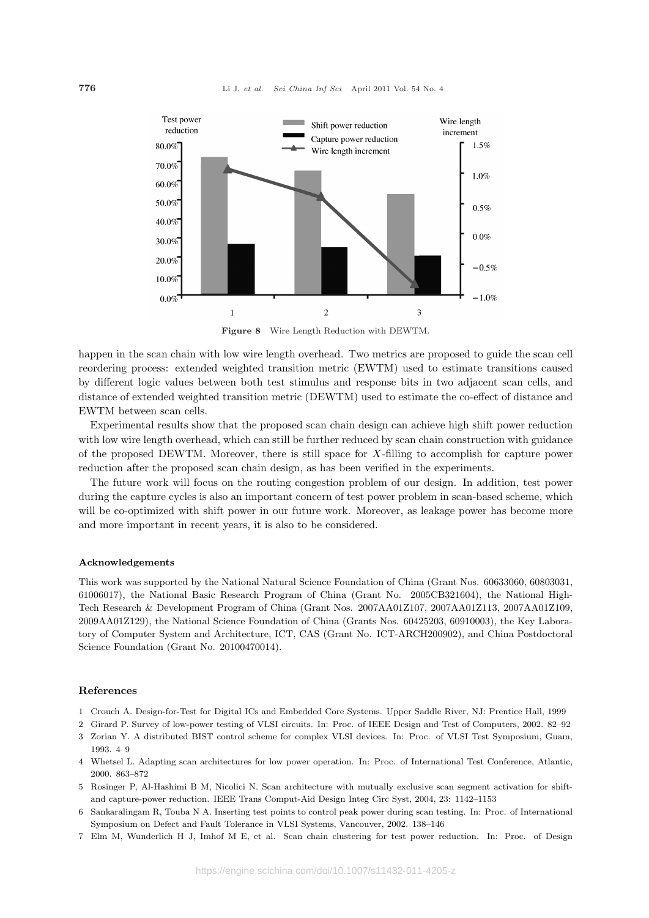**Figure 8** Wire Length Reduction with DEWTM.

happen in the scan chain with low wire length overhead. Two metrics are proposed to guide the scan cell reordering process: extended weighted transition metric (EWTM) used to estimate transitions caused by different logic values between both test stimulus and response bits in two adjacent scan cells, and distance of extended weighted transition metric (DEWTM) used to estimate the co-effect of distance and EWTM between scan cells.

Experimental results show that the proposed scan chain design can achieve high shift power reduction with low wire length overhead, which can still be further reduced by scan chain construction with guidance of the proposed DEWTM. Moreover, there is still space for $X$-filling to accomplish for capture power reduction after the proposed scan chain design, as has been verified in the experiments.

The future work will focus on the routing congestion problem of our design. In addition, test power during the capture cycles is also an important concern of test power problem in scan-based scheme, which will be co-optimized with shift power in our future work. Moreover, as leakage power has become more and more important in recent years, it is also to be considered.

### Acknowledgements

This work was supported by the National Natural Science Foundation of China (Grant Nos. 60633060, 60803031, 61006017), the National Basic Research Program of China (Grant No. 2005CB321604), the National High-Tech Research & Development Program of China (Grant Nos. 2007AA01Z107, 2007AA01Z113, 2007AA01Z109, 2009AA01Z129), the National Science Foundation of China (Grants Nos. 60425203, 60910003), the Key Laboratory of Computer System and Architecture, ICT, CAS (Grant No. ICT-ARCH200902), and China Postdoctoral Science Foundation (Grant No. 20100470014).

## References

1 Crouch A. Design-for-Test for Digital ICs and Embedded Core Systems. Upper Saddle River, NJ: Prentice Hall, 1999

2 Girard P. Survey of low-power testing of VLSI circuits. In: Proc. of IEEE Design and Test of Computers, 2002. 82–92

3 Zorian Y. A distributed BIST control scheme for complex VLSI devices. In: Proc. of VLSI Test Symposium, Guam, 1993. 4–9

4 Whetsel L. Adapting scan architectures for low power operation. In: Proc. of International Test Conference, Atlantic, 2000. 863–872

5 Rosinger P, Al-Hashimi B M, Nicolici N. Scan architecture with mutually exclusive scan segment activation for shift- and capture-power reduction. IEEE Trans Comput-Aid Design Integ Circ Syst, 2004, 23: 1142–1153

6 Sankaralingam R, Touba N A. Inserting test points to control peak power during scan testing. In: Proc. of International Symposium on Defect and Fault Tolerance in VLSI Systems, Vancouver, 2002. 138–146

7 Elm M, Wunderlich H J, Imhof M E, et al. Scan chain clustering for test power reduction. In: Proc. of Design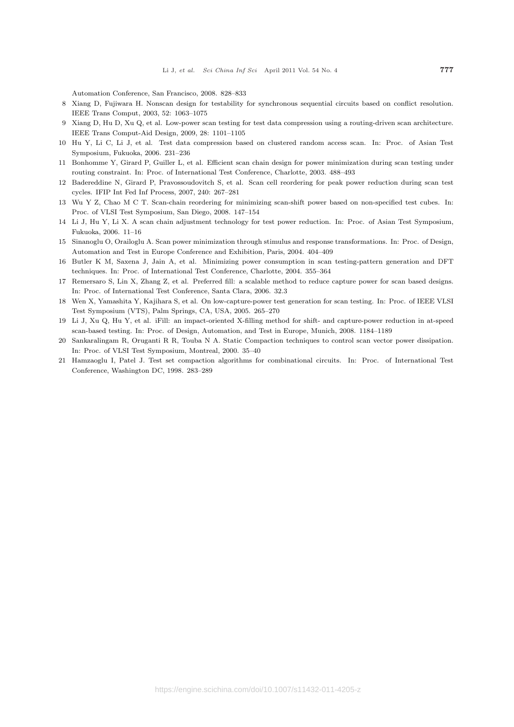Automation Conference, San Francisco, 2008. 828–833

8 Xiang D, Fujiwara H. Nonscan design for testability for synchronous sequential circuits based on conflict resolution. IEEE Trans Comput, 2003, 52: 1063–1075

9 Xiang D, Hu D, Xu Q, et al. Low-power scan testing for test data compression using a routing-driven scan architecture. IEEE Trans Comput-Aid Design, 2009, 28: 1101–1105

10 Hu Y, Li C, Li J, et al. Test data compression based on clustered random access scan. In: Proc. of Asian Test Symposium, Fukuoka, 2006. 231–236

11 Bonhomme Y, Girard P, Guiller L, et al. Efficient scan chain design for power minimization during scan testing under routing constraint. In: Proc. of International Test Conference, Charlotte, 2003. 488–493

12 Badereddine N, Girard P, Pravossoudovitch S, et al. Scan cell reordering for peak power reduction during scan test cycles. IFIP Int Fed Inf Process, 2007, 240: 267–281

13 Wu Y Z, Chao M C T. Scan-chain reordering for minimizing scan-shift power based on non-specified test cubes. In: Proc. of VLSI Test Symposium, San Diego, 2008. 147–154

14 Li J, Hu Y, Li X. A scan chain adjustment technology for test power reduction. In: Proc. of Asian Test Symposium, Fukuoka, 2006. 11–16

15 Sinanoglu O, Orailoglu A. Scan power minimization through stimulus and response transformations. In: Proc. of Design, Automation and Test in Europe Conference and Exhibition, Paris, 2004. 404–409

16 Butler K M, Saxena J, Jain A, et al. Minimizing power consumption in scan testing-pattern generation and DFT techniques. In: Proc. of International Test Conference, Charlotte, 2004. 355–364

17 Remersaro S, Lin X, Zhang Z, et al. Preferred fill: a scalable method to reduce capture power for scan based designs. In: Proc. of International Test Conference, Santa Clara, 2006. 32.3

18 Wen X, Yamashita Y, Kajihara S, et al. On low-capture-power test generation for scan testing. In: Proc. of IEEE VLSI Test Symposium (VTS), Palm Springs, CA, USA, 2005. 265–270

19 Li J, Xu Q, Hu Y, et al. iFill: an impact-oriented X-filling method for shift- and capture-power reduction in at-speed scan-based testing. In: Proc. of Design, Automation, and Test in Europe, Munich, 2008. 1184–1189

20 Sankaralingam R, Oruganti R R, Touba N A. Static Compaction techniques to control scan vector power dissipation. In: Proc. of VLSI Test Symposium, Montreal, 2000. 35–40

21 Hamzaoglu I, Patel J. Test set compaction algorithms for combinational circuits. In: Proc. of International Test Conference, Washington DC, 1998. 283–289